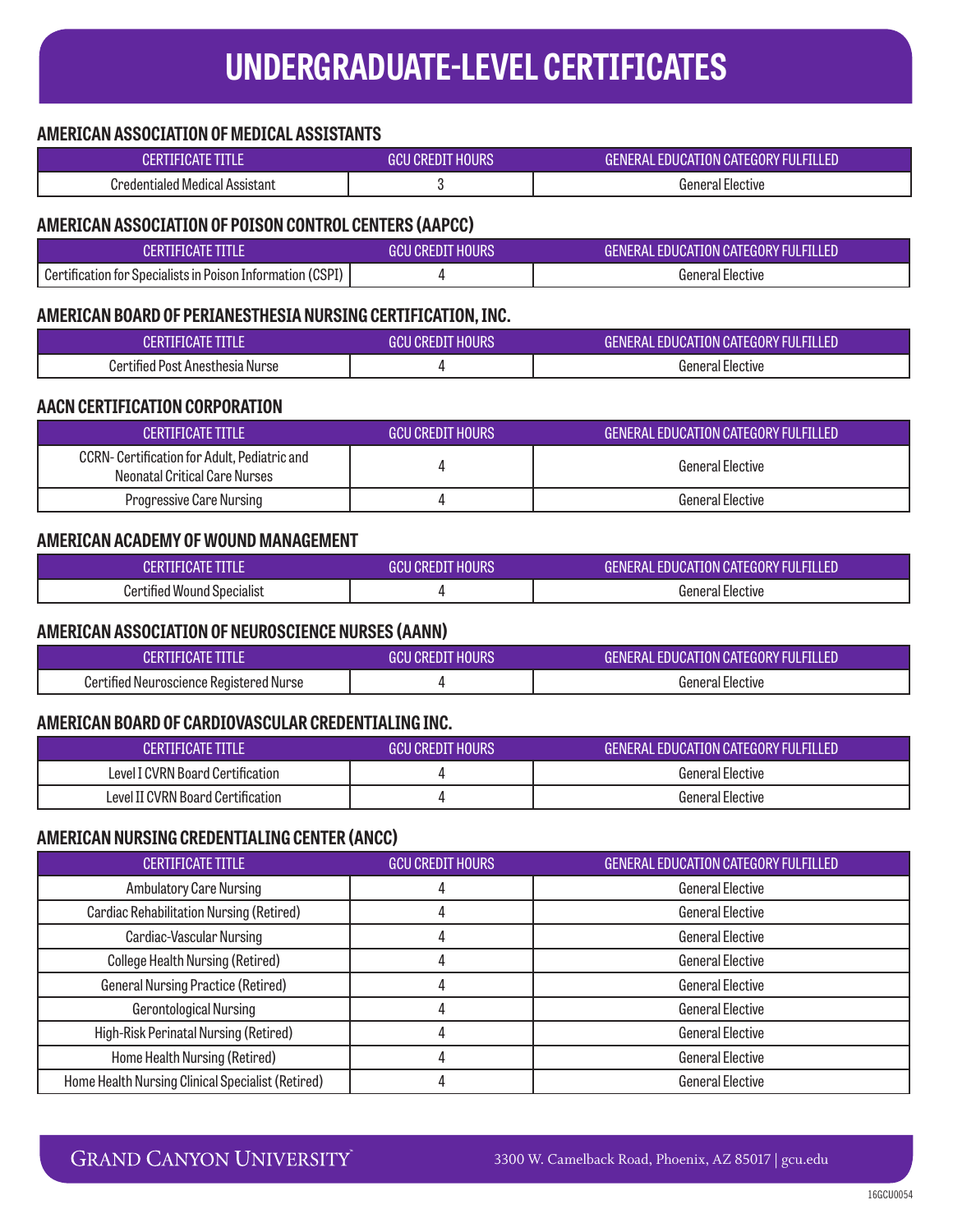# UNDERGRADUATE-LEVEL CERTIFICATES

## AMERICAN ASSOCIATION OF MEDICAL ASSISTANTS

| CERTIFICATE TITLE | GCU CREDIT HOURS | GENERAL EDUCATION CATEGORY FULFILLED |
|---|---|---|
| Credentialed Medical Assistant | 3 | General Elective |

## AMERICAN ASSOCIATION OF POISON CONTROL CENTERS (AAPCC)

| CERTIFICATE TITLE | GCU CREDIT HOURS | GENERAL EDUCATION CATEGORY FULFILLED |
|---|---|---|
| Certification for Specialists in Poison Information (CSPI) | 4 | General Elective |

## AMERICAN BOARD OF PERIANESTHESIA NURSING CERTIFICATION, INC.

| CERTIFICATE TITLE | GCU CREDIT HOURS | GENERAL EDUCATION CATEGORY FULFILLED |
|---|---|---|
| Certified Post Anesthesia Nurse | 4 | General Elective |

## AACN CERTIFICATION CORPORATION

| CERTIFICATE TITLE | GCU CREDIT HOURS | GENERAL EDUCATION CATEGORY FULFILLED |
|---|---|---|
| CCRN- Certification for Adult, Pediatric and Neonatal Critical Care Nurses | 4 | General Elective |
| Progressive Care Nursing | 4 | General Elective |

## AMERICAN ACADEMY OF WOUND MANAGEMENT

| CERTIFICATE TITLE | GCU CREDIT HOURS | GENERAL EDUCATION CATEGORY FULFILLED |
|---|---|---|
| Certified Wound Specialist | 4 | General Elective |

## AMERICAN ASSOCIATION OF NEUROSCIENCE NURSES (AANN)

| CERTIFICATE TITLE | GCU CREDIT HOURS | GENERAL EDUCATION CATEGORY FULFILLED |
|---|---|---|
| Certified Neuroscience Registered Nurse | 4 | General Elective |

## AMERICAN BOARD OF CARDIOVASCULAR CREDENTIALING INC.

| CERTIFICATE TITLE | GCU CREDIT HOURS | GENERAL EDUCATION CATEGORY FULFILLED |
|---|---|---|
| Level I CVRN Board Certification | 4 | General Elective |
| Level II CVRN Board Certification | 4 | General Elective |

## AMERICAN NURSING CREDENTIALING CENTER (ANCC)

| CERTIFICATE TITLE | GCU CREDIT HOURS | GENERAL EDUCATION CATEGORY FULFILLED |
|---|---|---|
| Ambulatory Care Nursing | 4 | General Elective |
| Cardiac Rehabilitation Nursing (Retired) | 4 | General Elective |
| Cardiac-Vascular Nursing | 4 | General Elective |
| College Health Nursing (Retired) | 4 | General Elective |
| General Nursing Practice (Retired) | 4 | General Elective |
| Gerontological Nursing | 4 | General Elective |
| High-Risk Perinatal Nursing (Retired) | 4 | General Elective |
| Home Health Nursing (Retired) | 4 | General Elective |
| Home Health Nursing Clinical Specialist (Retired) | 4 | General Elective |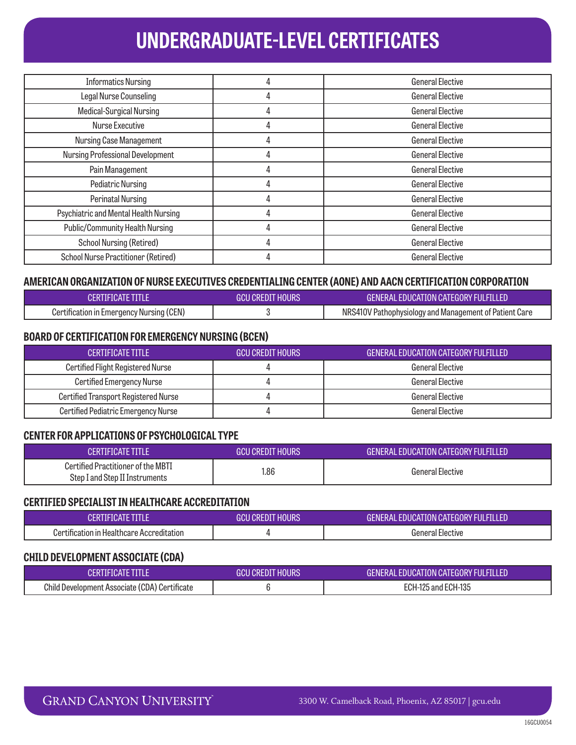# UNDERGRADUATE-LEVEL CERTIFICATES

| | | |
|---|---|---|
| Informatics Nursing | 4 | General Elective |
| Legal Nurse Counseling | 4 | General Elective |
| Medical-Surgical Nursing | 4 | General Elective |
| Nurse Executive | 4 | General Elective |
| Nursing Case Management | 4 | General Elective |
| Nursing Professional Development | 4 | General Elective |
| Pain Management | 4 | General Elective |
| Pediatric Nursing | 4 | General Elective |
| Perinatal Nursing | 4 | General Elective |
| Psychiatric and Mental Health Nursing | 4 | General Elective |
| Public/Community Health Nursing | 4 | General Elective |
| School Nursing (Retired) | 4 | General Elective |
| School Nurse Practitioner (Retired) | 4 | General Elective |

## AMERICAN ORGANIZATION OF NURSE EXECUTIVES CREDENTIALING CENTER (AONE) AND AACN CERTIFICATION CORPORATION

| CERTIFICATE TITLE | GCU CREDIT HOURS | GENERAL EDUCATION CATEGORY FULFILLED |
|---|---|---|
| Certification in Emergency Nursing (CEN) | 3 | NRS410V Pathophysiology and Management of Patient Care |

## BOARD OF CERTIFICATION FOR EMERGENCY NURSING (BCEN)

| CERTIFICATE TITLE | GCU CREDIT HOURS | GENERAL EDUCATION CATEGORY FULFILLED |
|---|---|---|
| Certified Flight Registered Nurse | 4 | General Elective |
| Certified Emergency Nurse | 4 | General Elective |
| Certified Transport Registered Nurse | 4 | General Elective |
| Certified Pediatric Emergency Nurse | 4 | General Elective |

## CENTER FOR APPLICATIONS OF PSYCHOLOGICAL TYPE

| CERTIFICATE TITLE | GCU CREDIT HOURS | GENERAL EDUCATION CATEGORY FULFILLED |
|---|---|---|
| Certified Practitioner of the MBTI Step I and Step II Instruments | 1.86 | General Elective |

## CERTIFIED SPECIALIST IN HEALTHCARE ACCREDITATION

| CERTIFICATE TITLE | GCU CREDIT HOURS | GENERAL EDUCATION CATEGORY FULFILLED |
|---|---|---|
| Certification in Healthcare Accreditation | 4 | General Elective |

## CHILD DEVELOPMENT ASSOCIATE (CDA)

| CERTIFICATE TITLE | GCU CREDIT HOURS | GENERAL EDUCATION CATEGORY FULFILLED |
|---|---|---|
| Child Development Associate (CDA) Certificate | 6 | ECH-125 and ECH-135 |

GRAND CANYON UNIVERSITY 3300 W. Camelback Road, Phoenix, AZ 85017 | gcu.edu

16GCU0054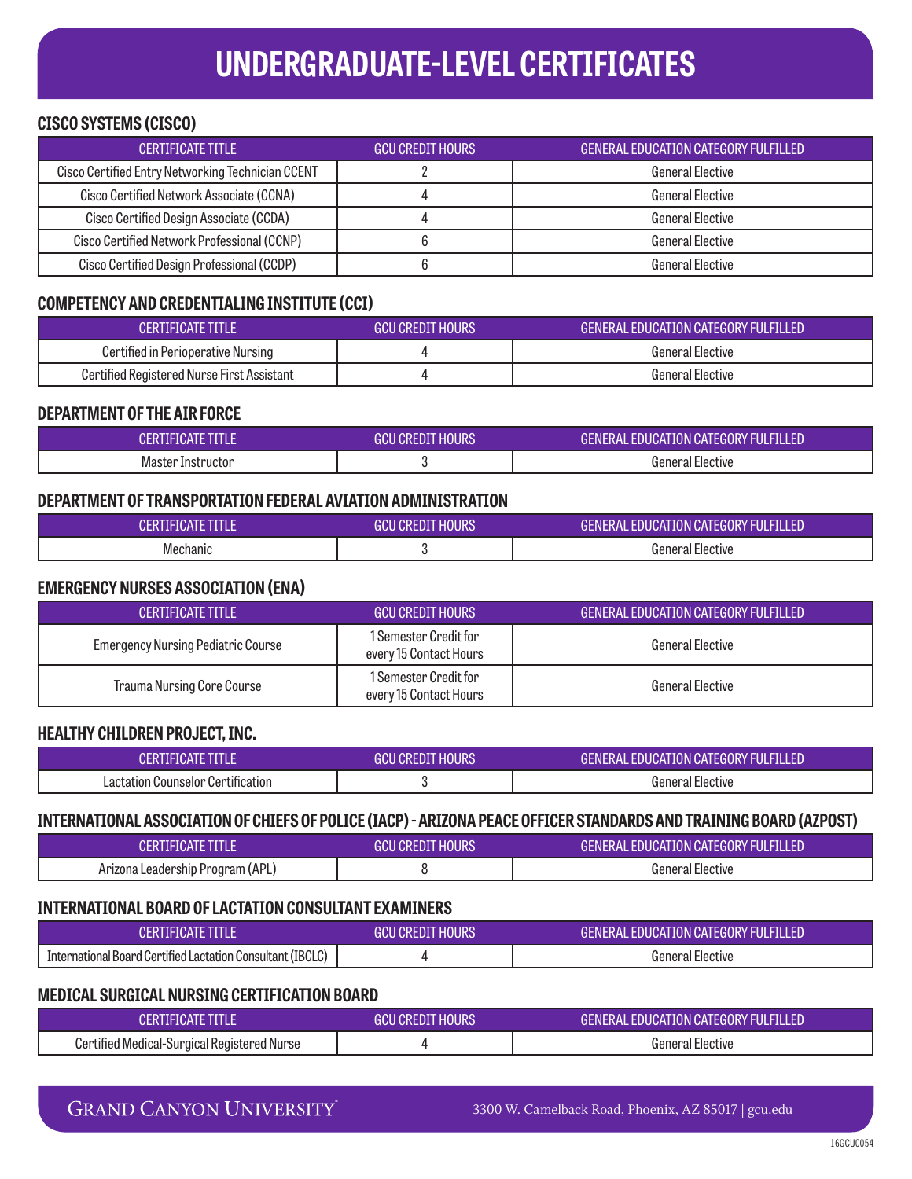# UNDERGRADUATE-LEVEL CERTIFICATES

## CISCO SYSTEMS (CISCO)

| CERTIFICATE TITLE | GCU CREDIT HOURS | GENERAL EDUCATION CATEGORY FULFILLED |
|---|---|---|
| Cisco Certified Entry Networking Technician CCENT | 2 | General Elective |
| Cisco Certified Network Associate (CCNA) | 4 | General Elective |
| Cisco Certified Design Associate (CCDA) | 4 | General Elective |
| Cisco Certified Network Professional (CCNP) | 6 | General Elective |
| Cisco Certified Design Professional (CCDP) | 6 | General Elective |

## COMPETENCY AND CREDENTIALING INSTITUTE (CCI)

| CERTIFICATE TITLE | GCU CREDIT HOURS | GENERAL EDUCATION CATEGORY FULFILLED |
|---|---|---|
| Certified in Perioperative Nursing | 4 | General Elective |
| Certified Registered Nurse First Assistant | 4 | General Elective |

## DEPARTMENT OF THE AIR FORCE

| CERTIFICATE TITLE | GCU CREDIT HOURS | GENERAL EDUCATION CATEGORY FULFILLED |
|---|---|---|
| Master Instructor | 3 | General Elective |

## DEPARTMENT OF TRANSPORTATION FEDERAL AVIATION ADMINISTRATION

| CERTIFICATE TITLE | GCU CREDIT HOURS | GENERAL EDUCATION CATEGORY FULFILLED |
|---|---|---|
| Mechanic | 3 | General Elective |

## EMERGENCY NURSES ASSOCIATION (ENA)

| CERTIFICATE TITLE | GCU CREDIT HOURS | GENERAL EDUCATION CATEGORY FULFILLED |
|---|---|---|
| Emergency Nursing Pediatric Course | 1 Semester Credit for every 15 Contact Hours | General Elective |
| Trauma Nursing Core Course | 1 Semester Credit for every 15 Contact Hours | General Elective |

## HEALTHY CHILDREN PROJECT, INC.

| CERTIFICATE TITLE | GCU CREDIT HOURS | GENERAL EDUCATION CATEGORY FULFILLED |
|---|---|---|
| Lactation Counselor Certification | 3 | General Elective |

## INTERNATIONAL ASSOCIATION OF CHIEFS OF POLICE (IACP) - ARIZONA PEACE OFFICER STANDARDS AND TRAINING BOARD (AZPOST)

| CERTIFICATE TITLE | GCU CREDIT HOURS | GENERAL EDUCATION CATEGORY FULFILLED |
|---|---|---|
| Arizona Leadership Program (APL) | 8 | General Elective |

## INTERNATIONAL BOARD OF LACTATION CONSULTANT EXAMINERS

| CERTIFICATE TITLE | GCU CREDIT HOURS | GENERAL EDUCATION CATEGORY FULFILLED |
|---|---|---|
| International Board Certified Lactation Consultant (IBCLC) | 4 | General Elective |

## MEDICAL SURGICAL NURSING CERTIFICATION BOARD

| CERTIFICATE TITLE | GCU CREDIT HOURS | GENERAL EDUCATION CATEGORY FULFILLED |
|---|---|---|
| Certified Medical-Surgical Registered Nurse | 4 | General Elective |

GRAND CANYON UNIVERSITY

3300 W. Camelback Road, Phoenix, AZ 85017 | gcu.edu

16GCU0054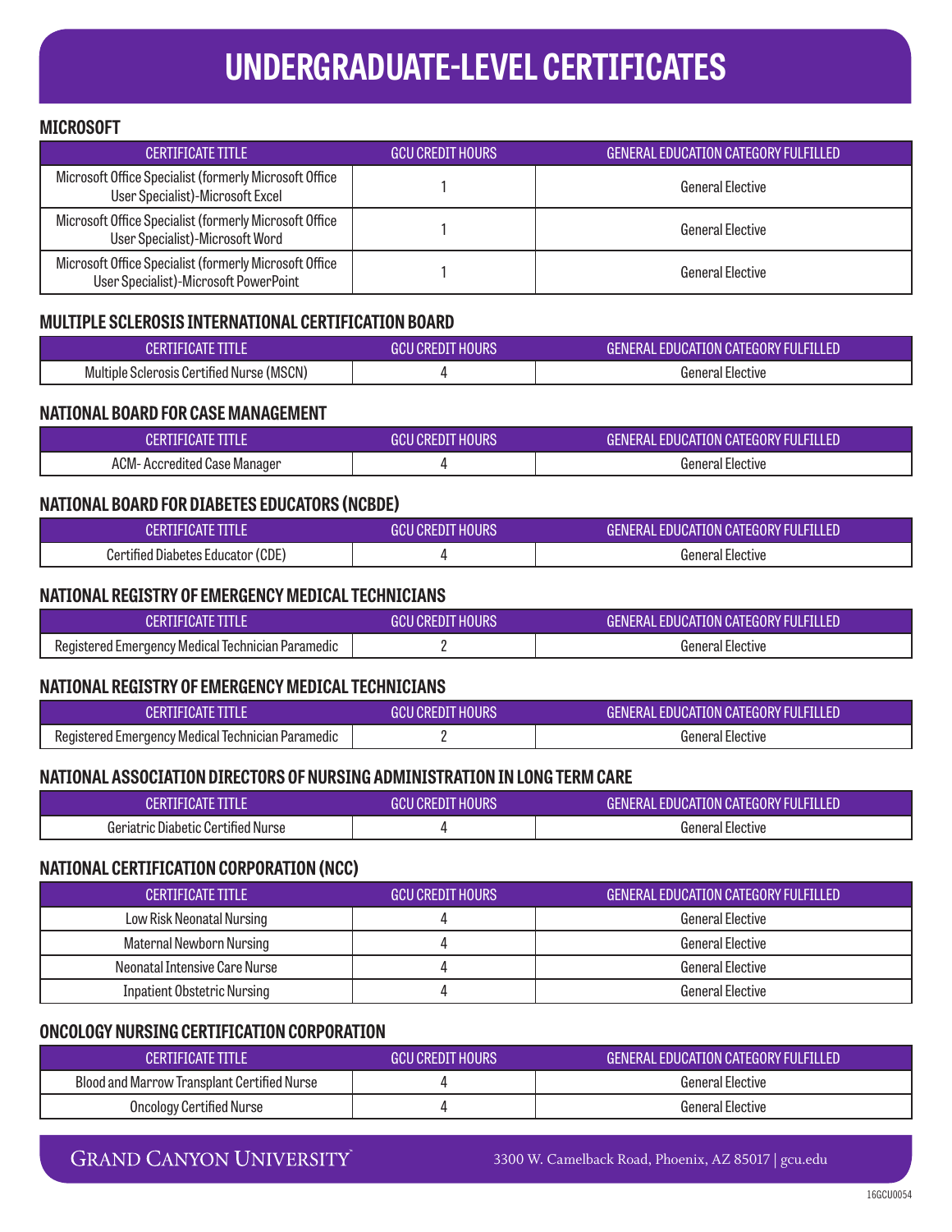# UNDERGRADUATE-LEVEL CERTIFICATES

### MICROSOFT

| CERTIFICATE TITLE | GCU CREDIT HOURS | GENERAL EDUCATION CATEGORY FULFILLED |
|---|---|---|
| Microsoft Office Specialist (formerly Microsoft Office User Specialist)-Microsoft Excel | 1 | General Elective |
| Microsoft Office Specialist (formerly Microsoft Office User Specialist)-Microsoft Word | 1 | General Elective |
| Microsoft Office Specialist (formerly Microsoft Office User Specialist)-Microsoft PowerPoint | 1 | General Elective |

### MULTIPLE SCLEROSIS INTERNATIONAL CERTIFICATION BOARD

| CERTIFICATE TITLE | GCU CREDIT HOURS | GENERAL EDUCATION CATEGORY FULFILLED |
|---|---|---|
| Multiple Sclerosis Certified Nurse (MSCN) | 4 | General Elective |

### NATIONAL BOARD FOR CASE MANAGEMENT

| CERTIFICATE TITLE | GCU CREDIT HOURS | GENERAL EDUCATION CATEGORY FULFILLED |
|---|---|---|
| ACM- Accredited Case Manager | 4 | General Elective |

### NATIONAL BOARD FOR DIABETES EDUCATORS (NCBDE)

| CERTIFICATE TITLE | GCU CREDIT HOURS | GENERAL EDUCATION CATEGORY FULFILLED |
|---|---|---|
| Certified Diabetes Educator (CDE) | 4 | General Elective |

### NATIONAL REGISTRY OF EMERGENCY MEDICAL TECHNICIANS

| CERTIFICATE TITLE | GCU CREDIT HOURS | GENERAL EDUCATION CATEGORY FULFILLED |
|---|---|---|
| Registered Emergency Medical Technician Paramedic | 2 | General Elective |

### NATIONAL REGISTRY OF EMERGENCY MEDICAL TECHNICIANS

| CERTIFICATE TITLE | GCU CREDIT HOURS | GENERAL EDUCATION CATEGORY FULFILLED |
|---|---|---|
| Registered Emergency Medical Technician Paramedic | 2 | General Elective |

### NATIONAL ASSOCIATION DIRECTORS OF NURSING ADMINISTRATION IN LONG TERM CARE

| CERTIFICATE TITLE | GCU CREDIT HOURS | GENERAL EDUCATION CATEGORY FULFILLED |
|---|---|---|
| Geriatric Diabetic Certified Nurse | 4 | General Elective |

### NATIONAL CERTIFICATION CORPORATION (NCC)

| CERTIFICATE TITLE | GCU CREDIT HOURS | GENERAL EDUCATION CATEGORY FULFILLED |
|---|---|---|
| Low Risk Neonatal Nursing | 4 | General Elective |
| Maternal Newborn Nursing | 4 | General Elective |
| Neonatal Intensive Care Nurse | 4 | General Elective |
| Inpatient Obstetric Nursing | 4 | General Elective |

### ONCOLOGY NURSING CERTIFICATION CORPORATION

| CERTIFICATE TITLE | GCU CREDIT HOURS | GENERAL EDUCATION CATEGORY FULFILLED |
|---|---|---|
| Blood and Marrow Transplant Certified Nurse | 4 | General Elective |
| Oncology Certified Nurse | 4 | General Elective |

GRAND CANYON UNIVERSITY 3300 W. Camelback Road, Phoenix, AZ 85017 | gcu.edu

16GCU0054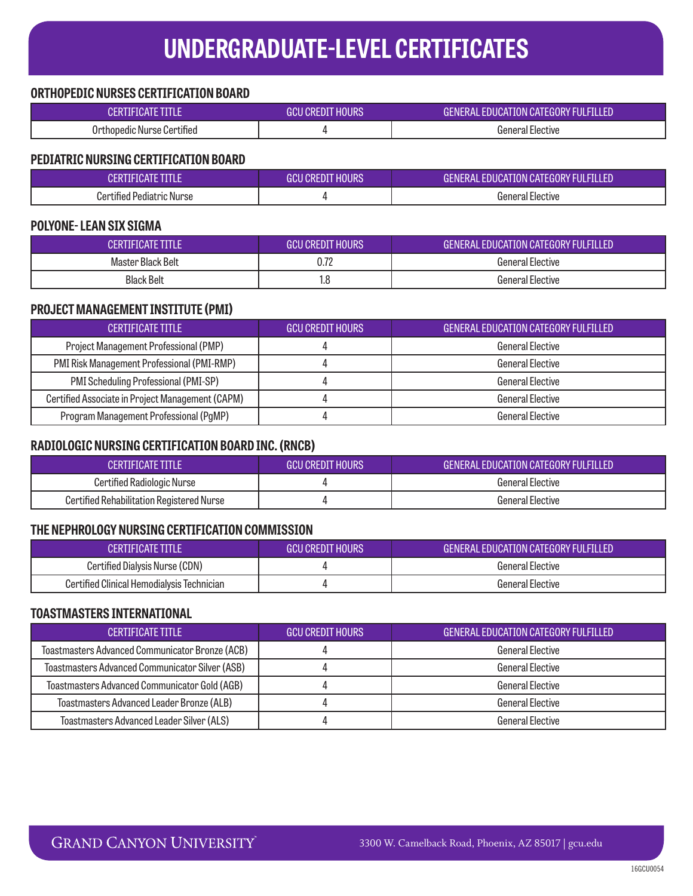# UNDERGRADUATE-LEVEL CERTIFICATES

## ORTHOPEDIC NURSES CERTIFICATION BOARD

| CERTIFICATE TITLE | GCU CREDIT HOURS | GENERAL EDUCATION CATEGORY FULFILLED |
|---|---|---|
| Orthopedic Nurse Certified | 4 | General Elective |

## PEDIATRIC NURSING CERTIFICATION BOARD

| CERTIFICATE TITLE | GCU CREDIT HOURS | GENERAL EDUCATION CATEGORY FULFILLED |
|---|---|---|
| Certified Pediatric Nurse | 4 | General Elective |

## POLYONE- LEAN SIX SIGMA

| CERTIFICATE TITLE | GCU CREDIT HOURS | GENERAL EDUCATION CATEGORY FULFILLED |
|---|---|---|
| Master Black Belt | 0.72 | General Elective |
| Black Belt | 1.8 | General Elective |

## PROJECT MANAGEMENT INSTITUTE (PMI)

| CERTIFICATE TITLE | GCU CREDIT HOURS | GENERAL EDUCATION CATEGORY FULFILLED |
|---|---|---|
| Project Management Professional (PMP) | 4 | General Elective |
| PMI Risk Management Professional (PMI-RMP) | 4 | General Elective |
| PMI Scheduling Professional (PMI-SP) | 4 | General Elective |
| Certified Associate in Project Management (CAPM) | 4 | General Elective |
| Program Management Professional (PgMP) | 4 | General Elective |

## RADIOLOGIC NURSING CERTIFICATION BOARD INC. (RNCB)

| CERTIFICATE TITLE | GCU CREDIT HOURS | GENERAL EDUCATION CATEGORY FULFILLED |
|---|---|---|
| Certified Radiologic Nurse | 4 | General Elective |
| Certified Rehabilitation Registered Nurse | 4 | General Elective |

## THE NEPHROLOGY NURSING CERTIFICATION COMMISSION

| CERTIFICATE TITLE | GCU CREDIT HOURS | GENERAL EDUCATION CATEGORY FULFILLED |
|---|---|---|
| Certified Dialysis Nurse (CDN) | 4 | General Elective |
| Certified Clinical Hemodialysis Technician | 4 | General Elective |

## TOASTMASTERS INTERNATIONAL

| CERTIFICATE TITLE | GCU CREDIT HOURS | GENERAL EDUCATION CATEGORY FULFILLED |
|---|---|---|
| Toastmasters Advanced Communicator Bronze (ACB) | 4 | General Elective |
| Toastmasters Advanced Communicator Silver (ASB) | 4 | General Elective |
| Toastmasters Advanced Communicator Gold (AGB) | 4 | General Elective |
| Toastmasters Advanced Leader Bronze (ALB) | 4 | General Elective |
| Toastmasters Advanced Leader Silver (ALS) | 4 | General Elective |

GRAND CANYON UNIVERSITY

3300 W. Camelback Road, Phoenix, AZ 85017 | gcu.edu

16GCU0054